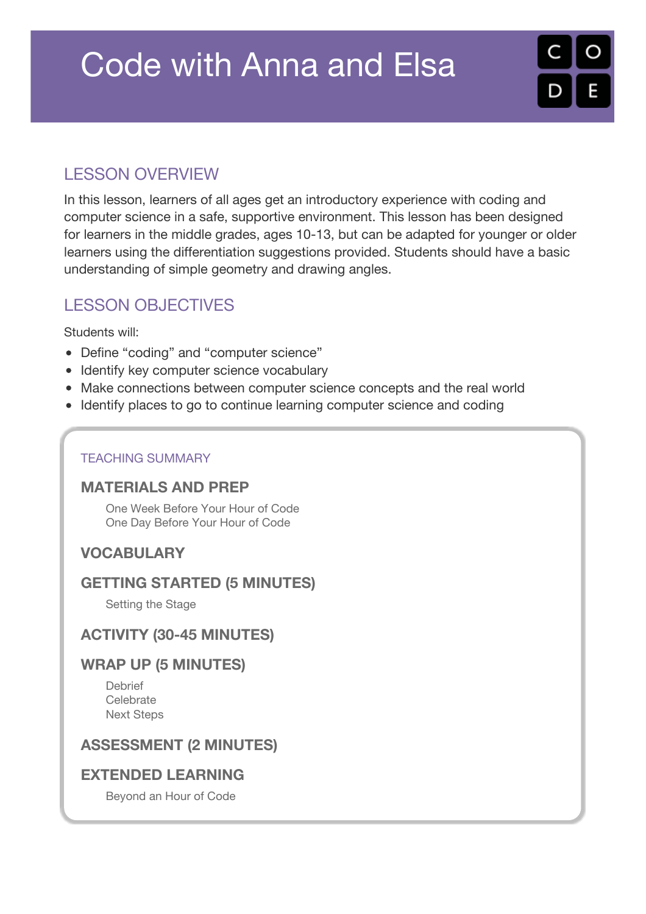# Code with Anna and Elsa

## LESSON OVERVIEW

In this lesson, learners of all ages get an introductory experience with coding and computer science in a safe, supportive environment. This lesson has been designed for learners in the middle grades, ages 10-13, but can be adapted for younger or older learners using the differentiation suggestions provided. Students should have a basic understanding of simple geometry and drawing angles.

## LESSON OBJECTIVES

Students will:

- Define “coding” and “computer science”
- Identify key computer science vocabulary
- Make connections between computer science concepts and the real world
- Identify places to go to continue learning computer science and coding

### TEACHING SUMMARY

**MATERIALS AND PREP**

- One Week Before Your Hour of Code
- One Day Before Your Hour of Code

**VOCABULARY**

**GETTING STARTED (5 MINUTES)**

- Setting the Stage

**ACTIVITY (30-45 MINUTES)**

**WRAP UP (5 MINUTES)**

- Debrief
- Celebrate
- Next Steps

**ASSESSMENT (2 MINUTES)**

**EXTENDED LEARNING**

- Beyond an Hour of Code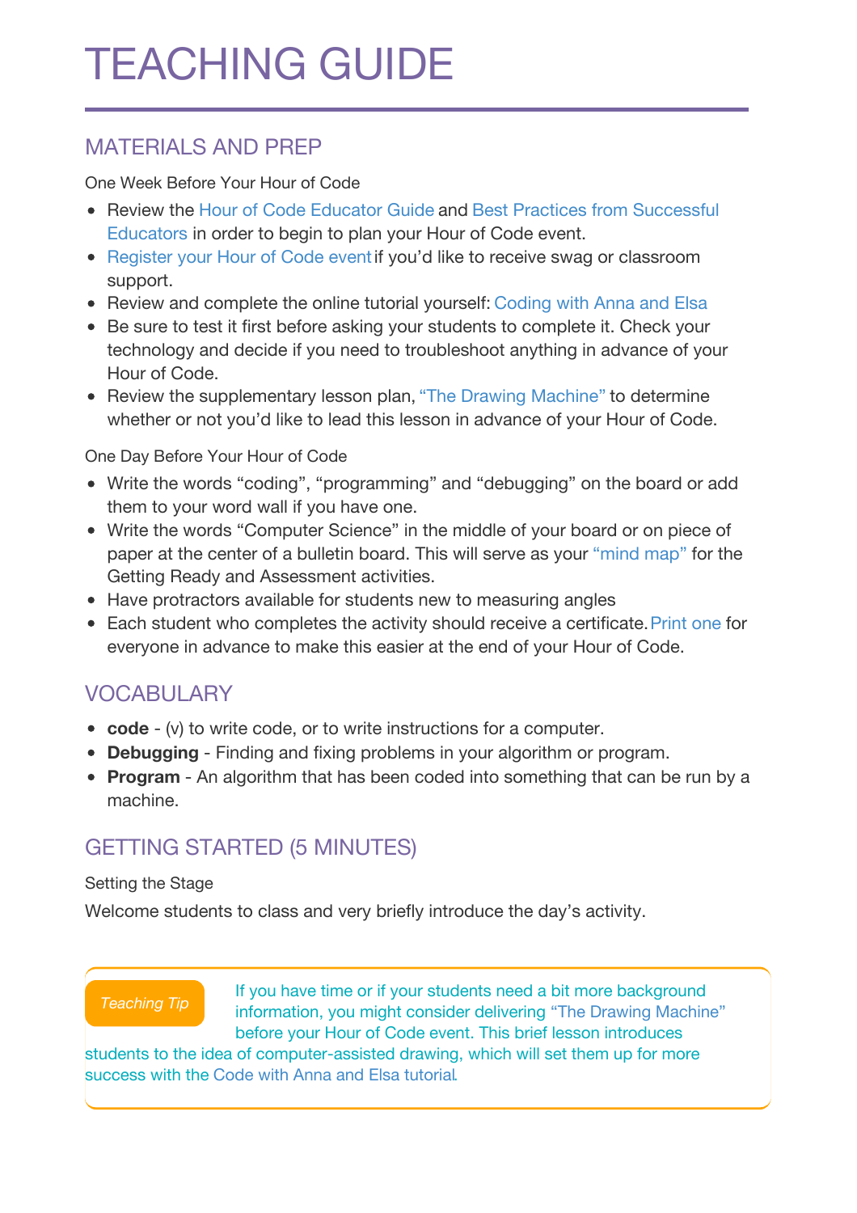# TEACHING GUIDE

## MATERIALS AND PREP

One Week Before Your Hour of Code

- Review the Hour of Code Educator Guide and Best Practices from Successful Educators in order to begin to plan your Hour of Code event.
- Register your Hour of Code event if you'd like to receive swag or classroom support.
- Review and complete the online tutorial yourself: Coding with Anna and Elsa
- Be sure to test it first before asking your students to complete it. Check your technology and decide if you need to troubleshoot anything in advance of your Hour of Code.
- Review the supplementary lesson plan, "The Drawing Machine" to determine whether or not you'd like to lead this lesson in advance of your Hour of Code.

One Day Before Your Hour of Code

- Write the words "coding", "programming" and "debugging" on the board or add them to your word wall if you have one.
- Write the words "Computer Science" in the middle of your board or on piece of paper at the center of a bulletin board. This will serve as your "mind map" for the Getting Ready and Assessment activities.
- Have protractors available for students new to measuring angles
- Each student who completes the activity should receive a certificate. Print one for everyone in advance to make this easier at the end of your Hour of Code.

## VOCABULARY

- **code** - (v) to write code, or to write instructions for a computer.
- **Debugging** - Finding and fixing problems in your algorithm or program.
- **Program** - An algorithm that has been coded into something that can be run by a machine.

## GETTING STARTED (5 MINUTES)

Setting the Stage

Welcome students to class and very briefly introduce the day's activity.

> *Teaching Tip*
>
> If you have time or if your students need a bit more background information, you might consider delivering "The Drawing Machine" before your Hour of Code event. This brief lesson introduces students to the idea of computer-assisted drawing, which will set them up for more success with the Code with Anna and Elsa tutorial.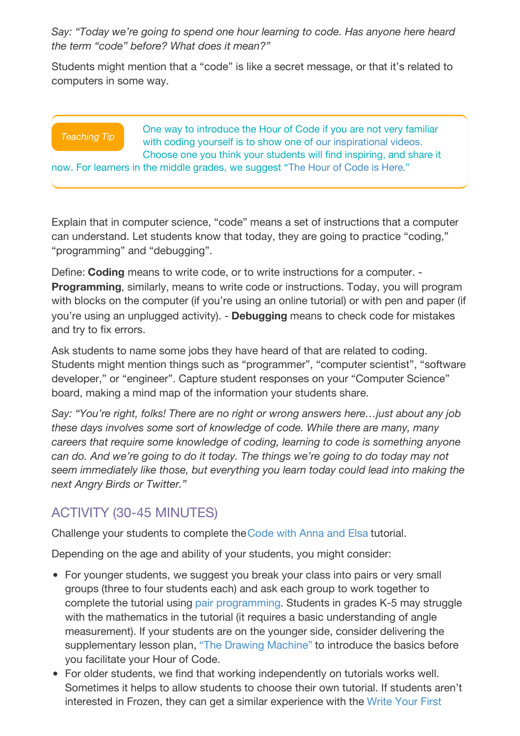*Say: "Today we're going to spend one hour learning to code. Has anyone here heard the term "code" before? What does it mean?"*

Students might mention that a "code" is like a secret message, or that it's related to computers in some way.

> *Teaching Tip* One way to introduce the Hour of Code if you are not very familiar with coding yourself is to show one of our inspirational videos. Choose one you think your students will find inspiring, and share it now. For learners in the middle grades, we suggest "The Hour of Code is Here."

Explain that in computer science, "code" means a set of instructions that a computer can understand. Let students know that today, they are going to practice "coding," "programming" and "debugging".

Define: **Coding** means to write code, or to write instructions for a computer. - **Programming**, similarly, means to write code or instructions. Today, you will program with blocks on the computer (if you're using an online tutorial) or with pen and paper (if you're using an unplugged activity). - **Debugging** means to check code for mistakes and try to fix errors.

Ask students to name some jobs they have heard of that are related to coding. Students might mention things such as "programmer", "computer scientist", "software developer," or "engineer". Capture student responses on your "Computer Science" board, making a mind map of the information your students share.

*Say: "You're right, folks! There are no right or wrong answers here…just about any job these days involves some sort of knowledge of code. While there are many, many careers that require some knowledge of coding, learning to code is something anyone can do. And we're going to do it today. The things we're going to do today may not seem immediately like those, but everything you learn today could lead into making the next Angry Birds or Twitter."*

## ACTIVITY (30-45 MINUTES)

Challenge your students to complete the Code with Anna and Elsa tutorial.

Depending on the age and ability of your students, you might consider:

- For younger students, we suggest you break your class into pairs or very small groups (three to four students each) and ask each group to work together to complete the tutorial using pair programming. Students in grades K-5 may struggle with the mathematics in the tutorial (it requires a basic understanding of angle measurement). If your students are on the younger side, consider delivering the supplementary lesson plan, "The Drawing Machine" to introduce the basics before you facilitate your Hour of Code.
- For older students, we find that working independently on tutorials works well. Sometimes it helps to allow students to choose their own tutorial. If students aren't interested in Frozen, they can get a similar experience with the Write Your First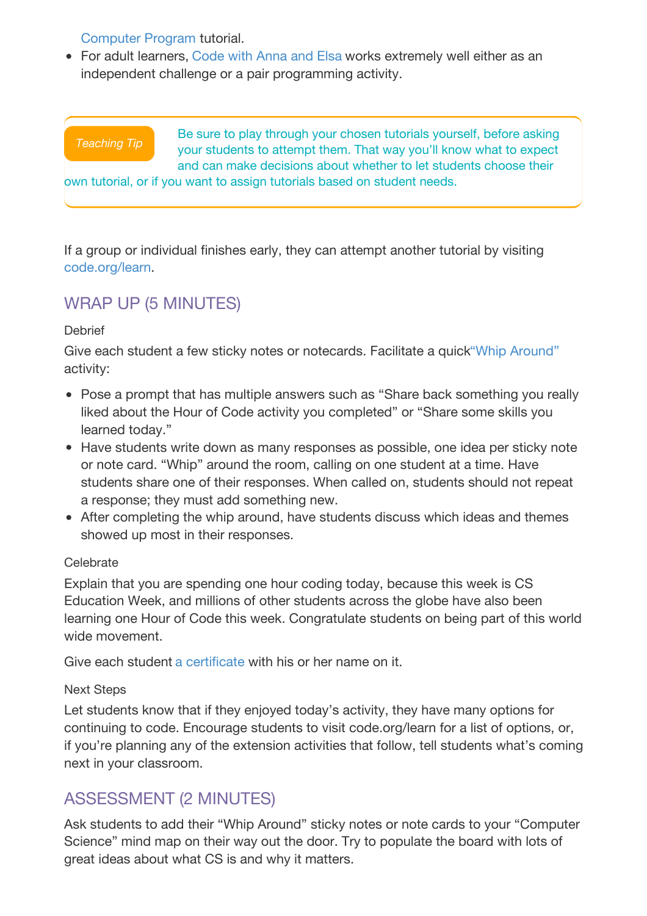Computer Program tutorial.
- For adult learners, Code with Anna and Elsa works extremely well either as an independent challenge or a pair programming activity.

> *Teaching Tip* Be sure to play through your chosen tutorials yourself, before asking your students to attempt them. That way you'll know what to expect and can make decisions about whether to let students choose their own tutorial, or if you want to assign tutorials based on student needs.

If a group or individual finishes early, they can attempt another tutorial by visiting code.org/learn.

## WRAP UP (5 MINUTES)

Debrief

Give each student a few sticky notes or notecards. Facilitate a quick"Whip Around" activity:

- Pose a prompt that has multiple answers such as "Share back something you really liked about the Hour of Code activity you completed" or "Share some skills you learned today."
- Have students write down as many responses as possible, one idea per sticky note or note card. "Whip" around the room, calling on one student at a time. Have students share one of their responses. When called on, students should not repeat a response; they must add something new.
- After completing the whip around, have students discuss which ideas and themes showed up most in their responses.

Celebrate

Explain that you are spending one hour coding today, because this week is CS Education Week, and millions of other students across the globe have also been learning one Hour of Code this week. Congratulate students on being part of this world wide movement.

Give each student a certificate with his or her name on it.

Next Steps

Let students know that if they enjoyed today's activity, they have many options for continuing to code. Encourage students to visit code.org/learn for a list of options, or, if you're planning any of the extension activities that follow, tell students what's coming next in your classroom.

## ASSESSMENT (2 MINUTES)

Ask students to add their "Whip Around" sticky notes or note cards to your "Computer Science" mind map on their way out the door. Try to populate the board with lots of great ideas about what CS is and why it matters.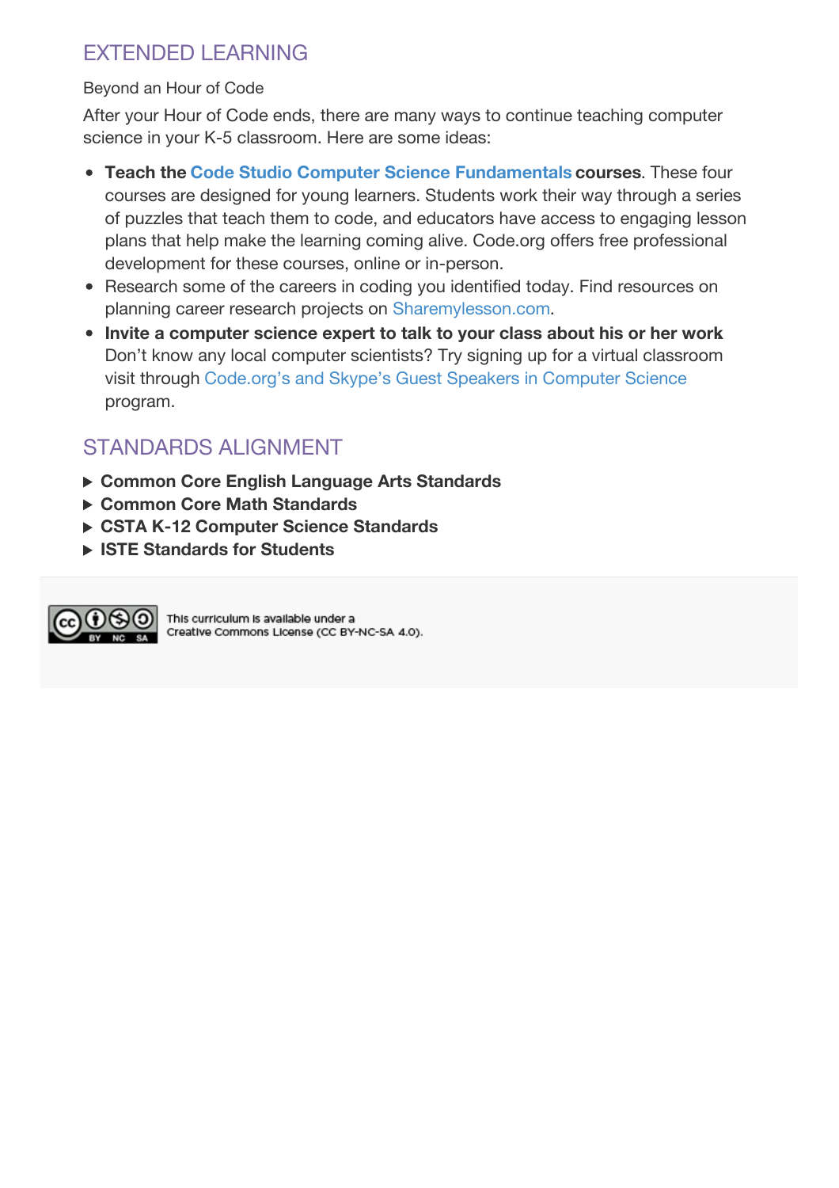## EXTENDED LEARNING

Beyond an Hour of Code

After your Hour of Code ends, there are many ways to continue teaching computer science in your K-5 classroom. Here are some ideas:

- **Teach the Code Studio Computer Science Fundamentals courses**. These four courses are designed for young learners. Students work their way through a series of puzzles that teach them to code, and educators have access to engaging lesson plans that help make the learning coming alive. Code.org offers free professional development for these courses, online or in-person.
- Research some of the careers in coding you identified today. Find resources on planning career research projects on Sharemylesson.com.
- **Invite a computer science expert to talk to your class about his or her work** Don't know any local computer scientists? Try signing up for a virtual classroom visit through Code.org's and Skype's Guest Speakers in Computer Science program.

## STANDARDS ALIGNMENT

- ▶ **Common Core English Language Arts Standards**
- ▶ **Common Core Math Standards**
- ▶ **CSTA K-12 Computer Science Standards**
- ▶ **ISTE Standards for Students**

This curriculum is available under a Creative Commons License (CC BY-NC-SA 4.0).